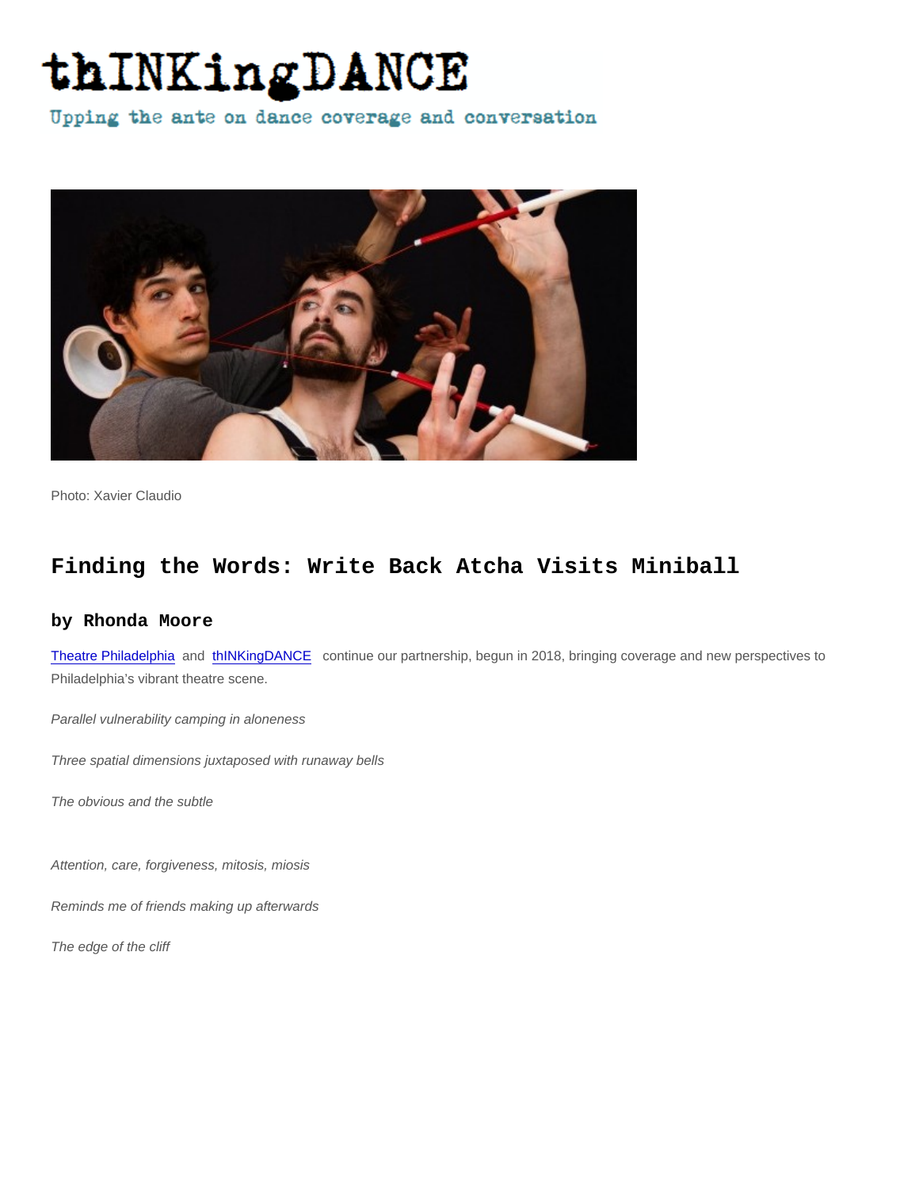# thINKingDANCE

Upping the ante on dance coverage and conversation

Photo: Xavier Claudio

## Finding the Words: Write Back Atcha Visits Miniball

### by Rhonda Moore

Theatre Philadelphia and thINKingDANCE continue our partnership, begun in 2018, bringing coverage and new perspectives to Philadelphia's vibrant theatre scene.

*Parallel vulnerability camping in aloneness*

*Three spatial dimensions juxtaposed with runaway bells*

*The obvious and the subtle*

*Attention, care, forgiveness, mitosis, miosis*

*Reminds me of friends making up afterwards*

*The edge of the cliff*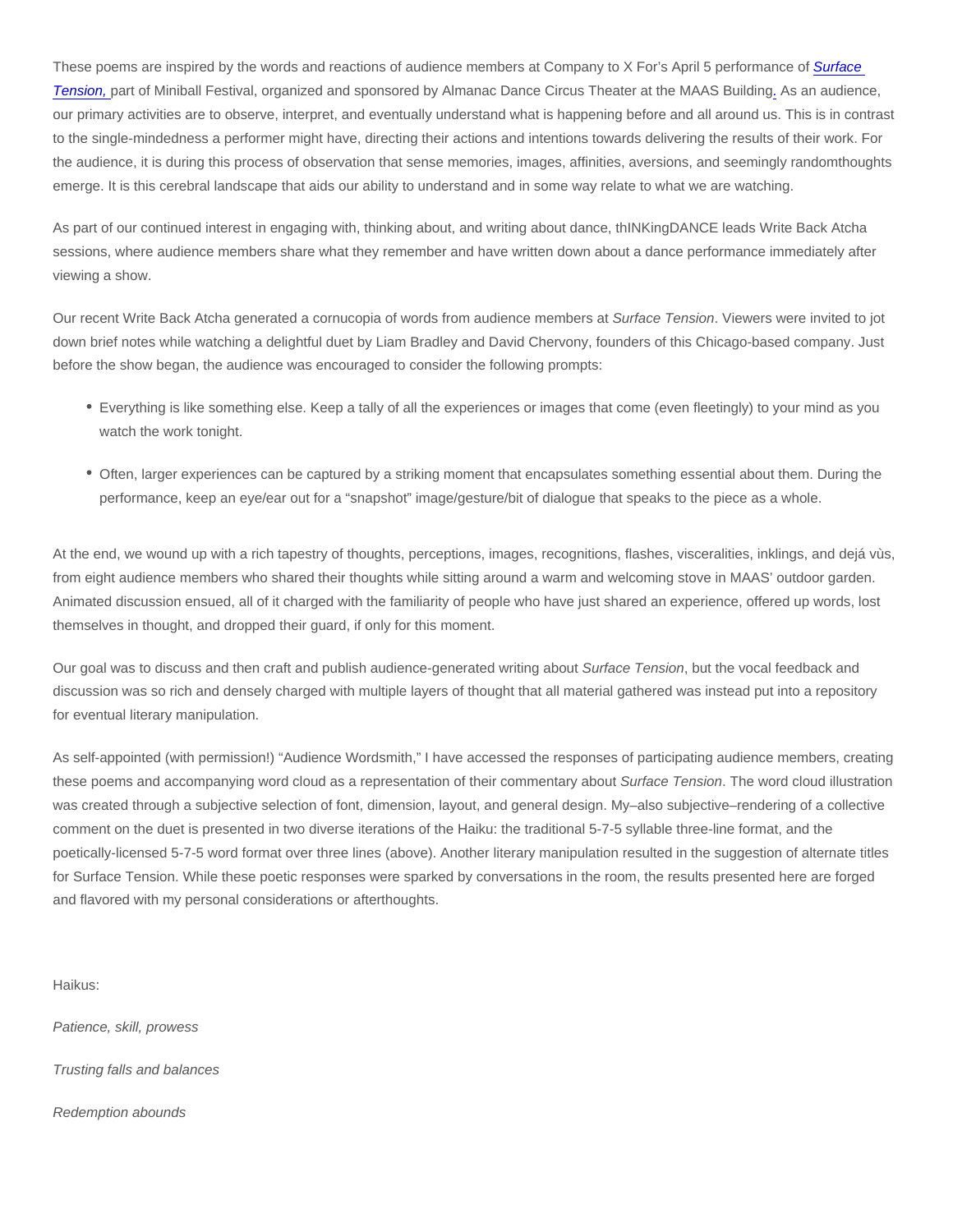These poems are inspired by the words and reactions of audience members at Company to X For's April 5 performance of *[Surface Tension,](#)* part of Miniball Festival, organized and sponsored by Almanac Dance Circus Theater at the MAAS Building. As an audience, our primary activities are to observe, interpret, and eventually understand what is happening before and all around us. This is in contrast to the single-mindedness a performer might have, directing their actions and intentions towards delivering the results of their work. For the audience, it is during this process of observation that sense memories, images, affinities, aversions, and seemingly randomthoughts emerge. It is this cerebral landscape that aids our ability to understand and in some way relate to what we are watching.

As part of our continued interest in engaging with, thinking about, and writing about dance, thINKingDANCE leads Write Back Atcha sessions, where audience members share what they remember and have written down about a dance performance immediately after viewing a show.

Our recent Write Back Atcha generated a cornucopia of words from audience members at *Surface Tension*. Viewers were invited to jot down brief notes while watching a delightful duet by Liam Bradley and David Chervony, founders of this Chicago-based company. Just before the show began, the audience was encouraged to consider the following prompts:

- Everything is like something else. Keep a tally of all the experiences or images that come (even fleetingly) to your mind as you watch the work tonight.
- Often, larger experiences can be captured by a striking moment that encapsulates something essential about them. During the performance, keep an eye/ear out for a "snapshot" image/gesture/bit of dialogue that speaks to the piece as a whole.

At the end, we wound up with a rich tapestry of thoughts, perceptions, images, recognitions, flashes, visceralities, inklings, and dejá vùs, from eight audience members who shared their thoughts while sitting around a warm and welcoming stove in MAAS' outdoor garden. Animated discussion ensued, all of it charged with the familiarity of people who have just shared an experience, offered up words, lost themselves in thought, and dropped their guard, if only for this moment.

Our goal was to discuss and then craft and publish audience-generated writing about *Surface Tension*, but the vocal feedback and discussion was so rich and densely charged with multiple layers of thought that all material gathered was instead put into a repository for eventual literary manipulation.

As self-appointed (with permission!) "Audience Wordsmith," I have accessed the responses of participating audience members, creating these poems and accompanying word cloud as a representation of their commentary about *Surface Tension*. The word cloud illustration was created through a subjective selection of font, dimension, layout, and general design. My–also subjective–rendering of a collective comment on the duet is presented in two diverse iterations of the Haiku: the traditional 5-7-5 syllable three-line format, and the poetically-licensed 5-7-5 word format over three lines (above). Another literary manipulation resulted in the suggestion of alternate titles for Surface Tension. While these poetic responses were sparked by conversations in the room, the results presented here are forged and flavored with my personal considerations or afterthoughts.

Haikus:

*Patience, skill, prowess*

*Trusting falls and balances*

*Redemption abounds*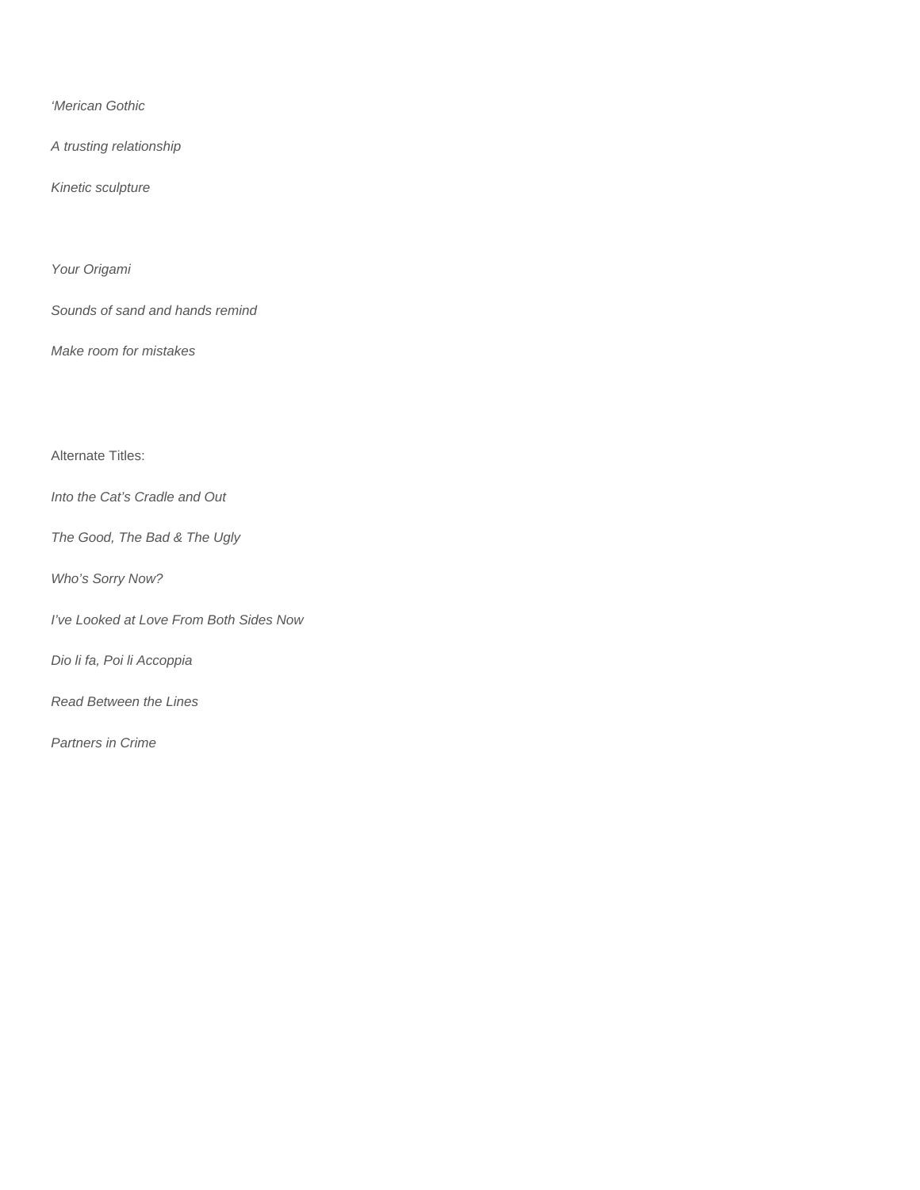*'Merican Gothic*

*A trusting relationship*

*Kinetic sculpture*

*Your Origami*

*Sounds of sand and hands remind*

*Make room for mistakes*

Alternate Titles:

*Into the Cat's Cradle and Out*

*The Good, The Bad & The Ugly*

*Who's Sorry Now?*

*I've Looked at Love From Both Sides Now*

*Dio li fa, Poi li Accoppia*

*Read Between the Lines*

*Partners in Crime*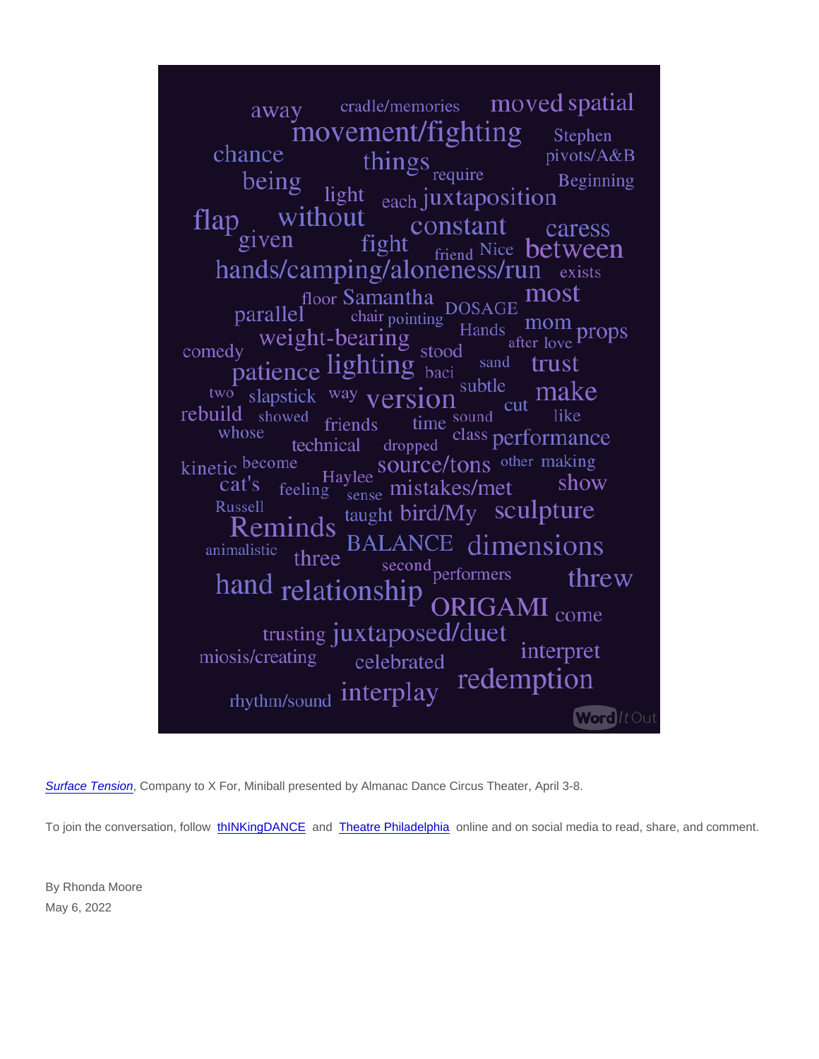away
cradle/memories
moved
spatial
movement/fighting
Stephen
chance
things
pivots/A&B
require
being
Beginning
light
each
juxtaposition
flap
without
constant
caress
given
fight
friend
Nice
between
hands/camping/aloneness/run
exists
floor
Samantha
most
parallel
chair
pointing
DOSAGE
weight-bearing
Hands
mom
props
comedy
stood
after
love
patience
lighting
baci
sand
trust
two
slapstick
way
version
subtle
make
rebuild
showed
cut
whose
friends
time
sound
like
technical
dropped
class
performance
kinetic
become
source/tons
other
making
cat's
feeling
Haylee
sense
mistakes/met
show
Russell
taught
bird/My
sculpture
Reminds
animalistic
three
BALANCE
dimensions
second
hand
relationship
performers
threw
ORIGAMI
come
trusting
juxtaposed/duet
miosis/creating
celebrated
interpret
rhythm/sound
interplay
redemption
WordItOut

*Surface Tension*, Company to X For, Miniball presented by Almanac Dance Circus Theater, April 3-8.

To join the conversation, follow thINKingDANCE and Theatre Philadelphia online and on social media to read, share, and comment.

By Rhonda Moore
May 6, 2022